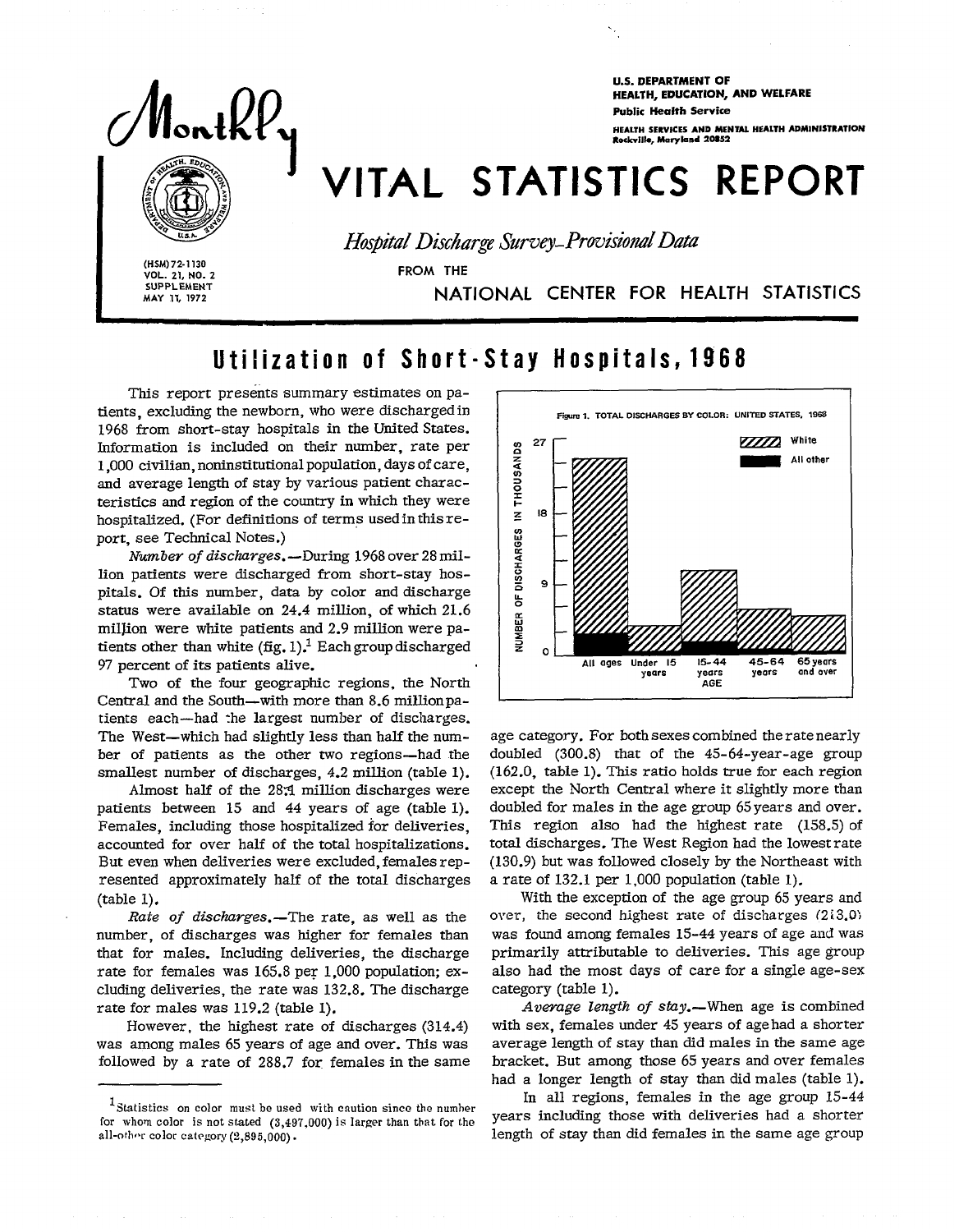# Monthly VITAL STATISTICS REPORT

U.S. DEPARTMENT OF HEALTH, EDUCATION, AND WELFARE
Public Health Service
HEALTH SERVICES AND MENTAL HEALTH ADMINISTRATION
Rockville, Maryland 20852

*Hospital Discharge Survey–Provisional Data*

FROM THE
NATIONAL CENTER FOR HEALTH STATISTICS

(HSM) 72-1130
VOL. 21, NO. 2
SUPPLEMENT
MAY 11, 1972

## Utilization of Short-Stay Hospitals, 1968

This report presents summary estimates on patients, excluding the newborn, who were discharged in 1968 from short-stay hospitals in the United States. Information is included on their number, rate per 1,000 civilian, noninstitutional population, days of care, and average length of stay by various patient characteristics and region of the country in which they were hospitalized. (For definitions of terms used in this report, see Technical Notes.)

*Number of discharges.*—During 1968 over 28 million patients were discharged from short-stay hospitals. Of this number, data by color and discharge status were available on 24.4 million, of which 21.6 million were white patients and 2.9 million were patients other than white (fig. 1).[1] Each group discharged 97 percent of its patients alive.

Two of the four geographic regions, the North Central and the South—with more than 8.6 million patients each—had the largest number of discharges. The West—which had slightly less than half the number of patients as the other two regions—had the smallest number of discharges, 4.2 million (table 1).

Almost half of the 28.1 million discharges were patients between 15 and 44 years of age (table 1). Females, including those hospitalized for deliveries, accounted for over half of the total hospitalizations. But even when deliveries were excluded, females represented approximately half of the total discharges (table 1).

*Rate of discharges.*—The rate, as well as the number, of discharges was higher for females than that for males. Including deliveries, the discharge rate for females was 165.8 per 1,000 population; excluding deliveries, the rate was 132.8. The discharge rate for males was 119.2 (table 1).

However, the highest rate of discharges (314.4) was among males 65 years of age and over. This was followed by a rate of 288.7 for females in the same age category. For both sexes combined the rate nearly doubled (300.8) that of the 45-64-year-age group (162.0, table 1). This ratio holds true for each region except the North Central where it slightly more than doubled for males in the age group 65 years and over. This region also had the highest rate (158.5) of total discharges. The West Region had the lowest rate (130.9) but was followed closely by the Northeast with a rate of 132.1 per 1,000 population (table 1).

Figure 1. TOTAL DISCHARGES BY COLOR: UNITED STATES, 1968

With the exception of the age group 65 years and over, the second highest rate of discharges (213.0) was found among females 15-44 years of age and was primarily attributable to deliveries. This age group also had the most days of care for a single age-sex category (table 1).

*Average length of stay.*—When age is combined with sex, females under 45 years of age had a shorter average length of stay than did males in the same age bracket. But among those 65 years and over females had a longer length of stay than did males (table 1).

In all regions, females in the age group 15-44 years including those with deliveries had a shorter length of stay than did females in the same age group

[1] Statistics on color must be used with caution since the number for whom color is not stated (3,497,000) is larger than that for the all-other color category (2,895,000).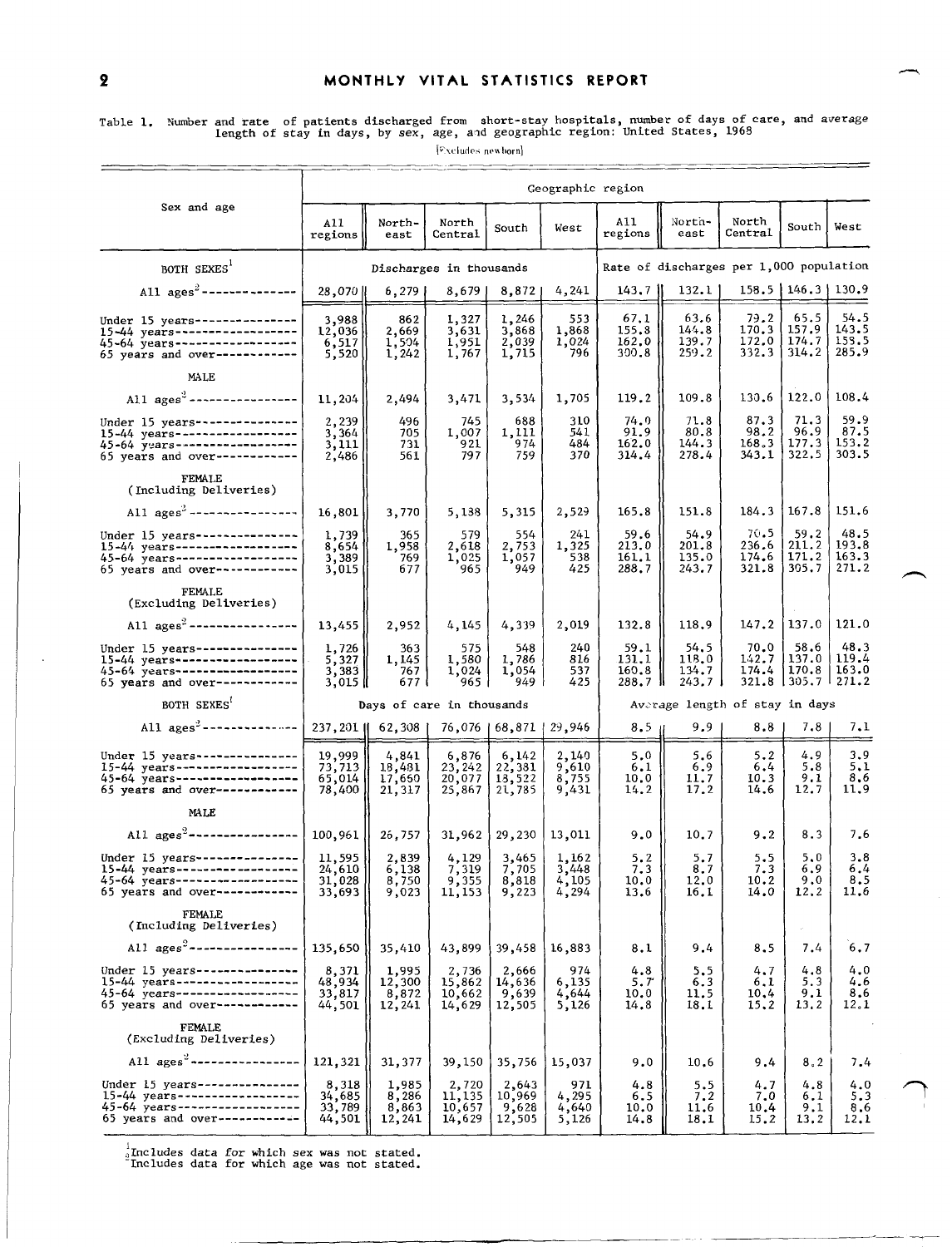Table 1. Number and rate of patients discharged from short-stay hospitals, number of days of care, and average length of stay in days, by sex, age, and geographic region: United States, 1968

[Excludes newborn]

| Sex and age | All regions | Northeast | North Central | South | West | All regions | Northeast | North Central | South | West |
|---|---|---|---|---|---|---|---|---|---|---|
| **BOTH SEXES**[1] | Discharges in thousands | | | | | Rate of discharges per 1,000 population | | | | |
| All ages[2] | 28,070 | 6,279 | 8,679 | 8,872 | 4,241 | 143.7 | 132.1 | 158.5 | 146.3 | 130.9 |
| Under 15 years | 3,988 | 862 | 1,327 | 1,246 | 553 | 67.1 | 63.6 | 79.2 | 65.5 | 54.5 |
| 15-44 years | 12,036 | 2,669 | 3,631 | 3,868 | 1,868 | 155.8 | 144.8 | 170.3 | 157.9 | 143.5 |
| 45-64 years | 6,517 | 1,504 | 1,951 | 2,039 | 1,024 | 162.0 | 139.7 | 172.0 | 174.7 | 153.5 |
| 65 years and over | 5,520 | 1,242 | 1,767 | 1,715 | 796 | 300.8 | 259.2 | 332.3 | 314.2 | 285.9 |
| **MALE** | | | | | | | | | | |
| All ages[2] | 11,204 | 2,494 | 3,471 | 3,534 | 1,705 | 119.2 | 109.8 | 130.6 | 122.0 | 108.4 |
| Under 15 years | 2,239 | 496 | 745 | 688 | 310 | 74.0 | 71.8 | 87.3 | 71.3 | 59.9 |
| 15-44 years | 3,364 | 705 | 1,007 | 1,111 | 541 | 91.9 | 80.8 | 98.2 | 96.9 | 87.5 |
| 45-64 years | 3,111 | 731 | 921 | 974 | 484 | 162.0 | 144.3 | 168.3 | 177.3 | 153.2 |
| 65 years and over | 2,486 | 561 | 797 | 759 | 370 | 314.4 | 278.4 | 343.1 | 322.5 | 303.5 |
| **FEMALE (Including Deliveries)** | | | | | | | | | | |
| All ages[2] | 16,801 | 3,770 | 5,138 | 5,315 | 2,529 | 165.8 | 151.8 | 184.3 | 167.8 | 151.6 |
| Under 15 years | 1,739 | 365 | 579 | 554 | 241 | 59.6 | 54.9 | 70.5 | 59.2 | 48.5 |
| 15-44 years | 8,654 | 1,958 | 2,618 | 2,753 | 1,325 | 213.0 | 201.8 | 236.6 | 211.2 | 193.8 |
| 45-64 years | 3,389 | 769 | 1,025 | 1,057 | 538 | 161.1 | 135.0 | 174.6 | 171.2 | 163.3 |
| 65 years and over | 3,015 | 677 | 965 | 949 | 425 | 288.7 | 243.7 | 321.8 | 305.7 | 271.2 |
| **FEMALE (Excluding Deliveries)** | | | | | | | | | | |
| All ages[2] | 13,455 | 2,952 | 4,145 | 4,339 | 2,019 | 132.8 | 118.9 | 147.2 | 137.0 | 121.0 |
| Under 15 years | 1,726 | 363 | 575 | 548 | 240 | 59.1 | 54.5 | 70.0 | 58.6 | 48.3 |
| 15-44 years | 5,327 | 1,145 | 1,580 | 1,786 | 816 | 131.1 | 118.0 | 142.7 | 137.0 | 119.4 |
| 45-64 years | 3,383 | 767 | 1,024 | 1,054 | 537 | 160.8 | 134.7 | 174.4 | 170.8 | 163.0 |
| 65 years and over | 3,015 | 677 | 965 | 949 | 425 | 288.7 | 243.7 | 321.8 | 305.7 | 271.2 |
| **BOTH SEXES**[1] | Days of care in thousands | | | | | Average length of stay in days | | | | |
| All ages[2] | 237,201 | 62,308 | 76,076 | 68,871 | 29,946 | 8.5 | 9.9 | 8.8 | 7.8 | 7.1 |
| Under 15 years | 19,999 | 4,841 | 6,876 | 6,142 | 2,140 | 5.0 | 5.6 | 5.2 | 4.9 | 3.9 |
| 15-44 years | 73,713 | 18,481 | 23,242 | 22,381 | 9,610 | 6.1 | 6.9 | 6.4 | 5.8 | 5.1 |
| 45-64 years | 65,014 | 17,660 | 20,077 | 18,522 | 8,755 | 10.0 | 11.7 | 10.3 | 9.1 | 8.6 |
| 65 years and over | 78,400 | 21,317 | 25,867 | 21,785 | 9,431 | 14.2 | 17.2 | 14.6 | 12.7 | 11.9 |
| **MALE** | | | | | | | | | | |
| All ages[2] | 100,961 | 26,757 | 31,962 | 29,230 | 13,011 | 9.0 | 10.7 | 9.2 | 8.3 | 7.6 |
| Under 15 years | 11,595 | 2,839 | 4,129 | 3,465 | 1,162 | 5.2 | 5.7 | 5.5 | 5.0 | 3.8 |
| 15-44 years | 24,610 | 6,138 | 7,319 | 7,705 | 3,448 | 7.3 | 8.7 | 7.3 | 6.9 | 6.4 |
| 45-64 years | 31,028 | 8,750 | 9,355 | 8,818 | 4,105 | 10.0 | 12.0 | 10.2 | 9.0 | 8.5 |
| 65 years and over | 33,693 | 9,023 | 11,153 | 9,223 | 4,294 | 13.6 | 16.1 | 14.0 | 12.2 | 11.6 |
| **FEMALE (Including Deliveries)** | | | | | | | | | | |
| All ages[2] | 135,650 | 35,410 | 43,899 | 39,458 | 16,883 | 8.1 | 9.4 | 8.5 | 7.4 | 6.7 |
| Under 15 years | 8,371 | 1,995 | 2,736 | 2,666 | 974 | 4.8 | 5.5 | 4.7 | 4.8 | 4.0 |
| 15-44 years | 48,934 | 12,300 | 15,862 | 14,636 | 6,135 | 5.7 | 6.3 | 6.1 | 5.3 | 4.6 |
| 45-64 years | 33,817 | 8,872 | 10,662 | 9,639 | 4,644 | 10.0 | 11.5 | 10.4 | 9.1 | 8.6 |
| 65 years and over | 44,501 | 12,241 | 14,629 | 12,505 | 5,126 | 14.8 | 18.1 | 15.2 | 13.2 | 12.1 |
| **FEMALE (Excluding Deliveries)** | | | | | | | | | | |
| All ages[2] | 121,321 | 31,377 | 39,150 | 35,756 | 15,037 | 9.0 | 10.6 | 9.4 | 8.2 | 7.4 |
| Under 15 years | 8,318 | 1,985 | 2,720 | 2,643 | 971 | 4.8 | 5.5 | 4.7 | 4.8 | 4.0 |
| 15-44 years | 34,685 | 8,286 | 11,135 | 10,969 | 4,295 | 6.5 | 7.2 | 7.0 | 6.1 | 5.3 |
| 45-64 years | 33,789 | 8,863 | 10,657 | 9,628 | 4,640 | 10.0 | 11.6 | 10.4 | 9.1 | 8.6 |
| 65 years and over | 44,501 | 12,241 | 14,629 | 12,505 | 5,126 | 14.8 | 18.1 | 15.2 | 13.2 | 12.1 |

[1] Includes data for which sex was not stated.
[2] Includes data for which age was not stated.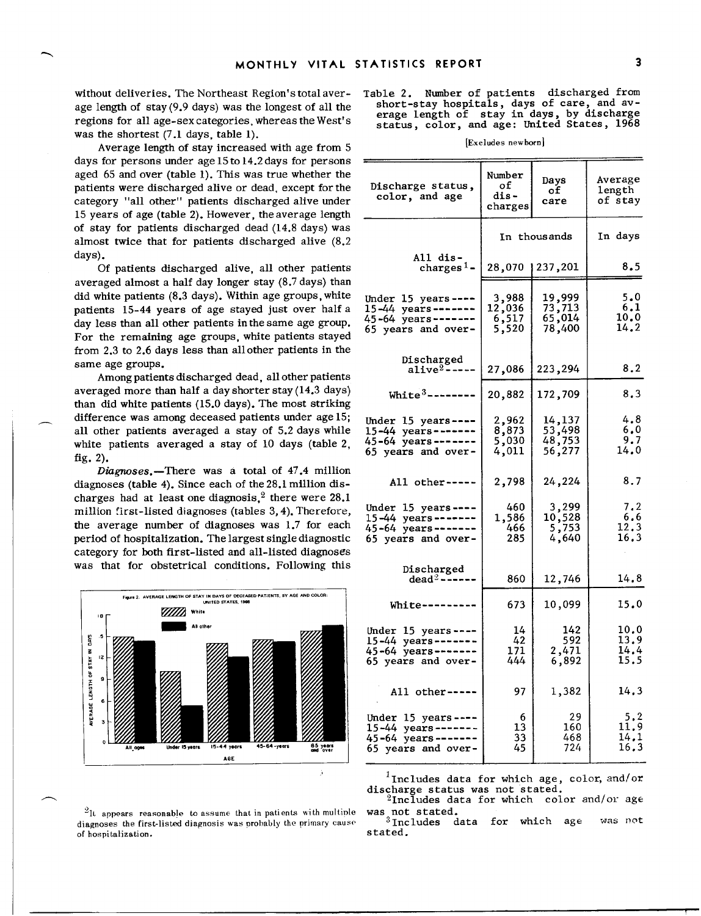without deliveries. The Northeast Region's total average length of stay (9.9 days) was the longest of all the regions for all age-sex categories, whereas the West's was the shortest (7.1 days, table 1).

Average length of stay increased with age from 5 days for persons under age 15 to 14.2 days for persons aged 65 and over (table 1). This was true whether the patients were discharged alive or dead, except for the category "all other" patients discharged alive under 15 years of age (table 2). However, the average length of stay for patients discharged dead (14.8 days) was almost twice that for patients discharged alive (8.2 days).

Of patients discharged alive, all other patients averaged almost a half day longer stay (8.7 days) than did white patients (8.3 days). Within age groups, white patients 15-44 years of age stayed just over half a day less than all other patients in the same age group. For the remaining age groups, white patients stayed from 2.3 to 2.6 days less than all other patients in the same age groups.

Among patients discharged dead, all other patients averaged more than half a day shorter stay (14.3 days) than did white patients (15.0 days). The most striking difference was among deceased patients under age 15; all other patients averaged a stay of 5.2 days while white patients averaged a stay of 10 days (table 2, fig. 2).

*Diagnoses.*—There was a total of 47.4 million diagnoses (table 4). Since each of the 28.1 million discharges had at least one diagnosis,[2] there were 28.1 million first-listed diagnoses (tables 3, 4). Therefore, the average number of diagnoses was 1.7 for each period of hospitalization. The largest single diagnostic category for both first-listed and all-listed diagnoses was that for obstetrical conditions. Following this

Figure 2. AVERAGE LENGTH OF STAY IN DAYS OF DECEASED PATIENTS, BY AGE AND COLOR: UNITED STATES, 1968

[2] It appears reasonable to assume that in patients with multiple diagnoses the first-listed diagnosis was probably the primary cause of hospitalization.

Table 2. Number of patients discharged from short-stay hospitals, days of care, and average length of stay in days, by discharge status, color, and age: United States, 1968

[Excludes newborn]

| Discharge status, color, and age | Number of discharges | Days of care | Average length of stay |
|---|---|---|---|
| | In thousands | | In days |
| All discharges[1] | 28,070 | 237,201 | 8.5 |
| Under 15 years | 3,988 | 19,999 | 5.0 |
| 15-44 years | 12,036 | 73,713 | 6.1 |
| 45-64 years | 6,517 | 65,014 | 10.0 |
| 65 years and over | 5,520 | 78,400 | 14.2 |
| Discharged alive[2] | 27,086 | 223,294 | 8.2 |
| White[3] | 20,882 | 172,709 | 8.3 |
| Under 15 years | 2,962 | 14,137 | 4.8 |
| 15-44 years | 8,873 | 53,498 | 6.0 |
| 45-64 years | 5,030 | 48,753 | 9.7 |
| 65 years and over | 4,011 | 56,277 | 14.0 |
| All other | 2,798 | 24,224 | 8.7 |
| Under 15 years | 460 | 3,299 | 7.2 |
| 15-44 years | 1,586 | 10,528 | 6.6 |
| 45-64 years | 466 | 5,753 | 12.3 |
| 65 years and over | 285 | 4,640 | 16.3 |
| Discharged dead[2] | 860 | 12,746 | 14.8 |
| White | 673 | 10,099 | 15.0 |
| Under 15 years | 14 | 142 | 10.0 |
| 15-44 years | 42 | 592 | 13.9 |
| 45-64 years | 171 | 2,471 | 14.4 |
| 65 years and over | 444 | 6,892 | 15.5 |
| All other | 97 | 1,382 | 14.3 |
| Under 15 years | 6 | 29 | 5.2 |
| 15-44 years | 13 | 160 | 11.9 |
| 45-64 years | 33 | 468 | 14.1 |
| 65 years and over | 45 | 724 | 16.3 |

[1] Includes data for which age, color, and/or discharge status was not stated.
[2] Includes data for which color and/or age was not stated.
[3] Includes data for which age was not stated.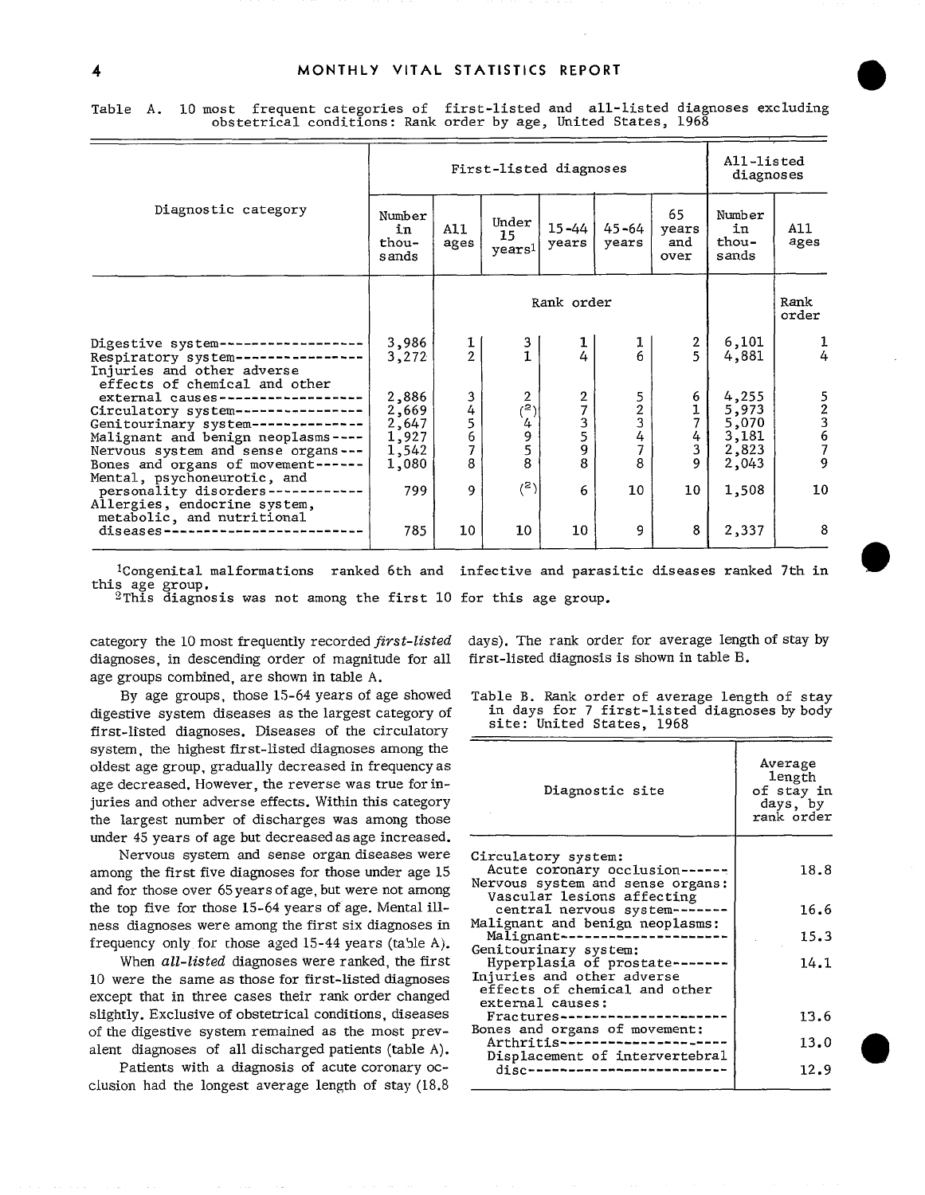Table A. 10 most frequent categories of first-listed and all-listed diagnoses excluding obstetrical conditions: Rank order by age, United States, 1968

| Diagnostic category | First-listed diagnoses | | | | | | All-listed diagnoses | |
|---|---|---|---|---|---|---|---|---|
| | Number in thousands | All ages | Under 15 years[1] | 15-44 years | 45-64 years | 65 years and over | Number in thousands | All ages |
| | | Rank order | | | | | | Rank order |
| Digestive system | 3,986 | 1 | 3 | 1 | 1 | 2 | 6,101 | 1 |
| Respiratory system | 3,272 | 2 | 1 | 4 | 6 | 5 | 4,881 | 4 |
| Injuries and other adverse effects of chemical and other external causes | 2,886 | 3 | 2 | 2 | 5 | 6 | 4,255 | 5 |
| Circulatory system | 2,669 | 4 | (2) | 7 | 2 | 1 | 5,973 | 2 |
| Genitourinary system | 2,647 | 5 | 4 | 3 | 3 | 7 | 5,070 | 3 |
| Malignant and benign neoplasms | 1,927 | 6 | 9 | 5 | 4 | 4 | 3,181 | 6 |
| Nervous system and sense organs | 1,542 | 7 | 5 | 9 | 7 | 3 | 2,823 | 7 |
| Bones and organs of movement | 1,080 | 8 | 8 | 8 | 8 | 9 | 2,043 | 9 |
| Mental, psychoneurotic, and personality disorders | 799 | 9 | (2) | 6 | 10 | 10 | 1,508 | 10 |
| Allergies, endocrine system, metabolic, and nutritional diseases | 785 | 10 | 10 | 10 | 9 | 8 | 2,337 | 8 |

[1]Congenital malformations ranked 6th and infective and parasitic diseases ranked 7th in this age group.
[2]This diagnosis was not among the first 10 for this age group.

category the 10 most frequently recorded *first-listed* diagnoses, in descending order of magnitude for all age groups combined, are shown in table A.

By age groups, those 15-64 years of age showed digestive system diseases as the largest category of first-listed diagnoses. Diseases of the circulatory system, the highest first-listed diagnoses among the oldest age group, gradually decreased in frequency as age decreased. However, the reverse was true for injuries and other adverse effects. Within this category the largest number of discharges was among those under 45 years of age but decreased as age increased.

Nervous system and sense organ diseases were among the first five diagnoses for those under age 15 and for those over 65 years of age, but were not among the top five for those 15-64 years of age. Mental illness diagnoses were among the first six diagnoses in frequency only for those aged 15-44 years (table A).

When *all-listed* diagnoses were ranked, the first 10 were the same as those for first-listed diagnoses except that in three cases their rank order changed slightly. Exclusive of obstetrical conditions, diseases of the digestive system remained as the most prevalent diagnoses of all discharged patients (table A).

Patients with a diagnosis of acute coronary occlusion had the longest average length of stay (18.8 days). The rank order for average length of stay by first-listed diagnosis is shown in table B.

Table B. Rank order of average length of stay in days for 7 first-listed diagnoses by body site: United States, 1968

| Diagnostic site | Average length of stay in days, by rank order |
|---|---|
| Circulatory system: | |
| Acute coronary occlusion | 18.8 |
| Nervous system and sense organs: | |
| Vascular lesions affecting central nervous system | 16.6 |
| Malignant and benign neoplasms: | |
| Malignant | 15.3 |
| Genitourinary system: | |
| Hyperplasia of prostate | 14.1 |
| Injuries and other adverse effects of chemical and other external causes: | |
| Fractures | 13.6 |
| Bones and organs of movement: | |
| Arthritis | 13.0 |
| Displacement of intervertebral disc | 12.9 |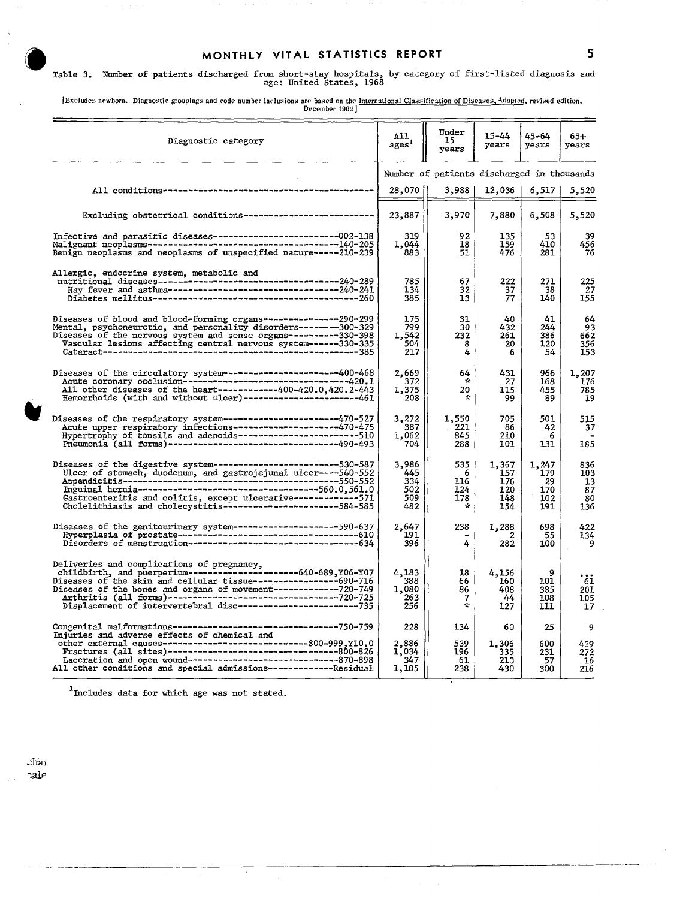Table 3. Number of patients discharged from short-stay hospitals, by category of first-listed diagnosis and age: United States, 1968

[Excludes newborn. Diagnostic groupings and code number inclusions are based on the International Classification of Diseases, Adapted, revised edition, December 1962]

| Diagnostic category | All ages[1] | Under 15 years | 15-44 years | 45-64 years | 65+ years |
|---|---|---|---|---|---|
| | Number of patients discharged in thousands | | | | |
| All conditions | 28,070 | 3,988 | 12,036 | 6,517 | 5,520 |
| Excluding obstetrical conditions | 23,887 | 3,970 | 7,880 | 6,508 | 5,520 |
| Infective and parasitic diseases---002-138 | 319 | 92 | 135 | 53 | 39 |
| Malignant neoplasms---140-205 | 1,044 | 18 | 159 | 410 | 456 |
| Benign neoplasms and neoplasms of unspecified nature---210-239 | 883 | 51 | 476 | 281 | 76 |
| Allergic, endocrine system, metabolic and nutritional diseases---240-289 | 785 | 67 | 222 | 271 | 225 |
| Hay fever and asthma---240-241 | 134 | 32 | 37 | 38 | 27 |
| Diabetes mellitus---260 | 385 | 13 | 77 | 140 | 155 |
| Diseases of blood and blood-forming organs---290-299 | 175 | 31 | 40 | 41 | 64 |
| Mental, psychoneurotic, and personality disorders---300-329 | 799 | 30 | 432 | 244 | 93 |
| Diseases of the nervous system and sense organs---330-398 | 1,542 | 232 | 261 | 386 | 662 |
| Vascular lesions affecting central nervous system---330-335 | 504 | 8 | 20 | 120 | 356 |
| Cataract---385 | 217 | 4 | 6 | 54 | 153 |
| Diseases of the circulatory system---400-468 | 2,669 | 64 | 431 | 966 | 1,207 |
| Acute coronary occlusion---420.1 | 372 | * | 27 | 168 | 176 |
| All other diseases of the heart---400-420.0,420.2-443 | 1,375 | 20 | 115 | 455 | 785 |
| Hemorrhoids (with and without ulcer)---461 | 208 | * | 99 | 89 | 19 |
| Diseases of the respiratory system---470-527 | 3,272 | 1,550 | 705 | 501 | 515 |
| Acute upper respiratory infections---470-475 | 387 | 221 | 86 | 42 | 37 |
| Hypertrophy of tonsils and adenoids---510 | 1,062 | 845 | 210 | 6 | - |
| Pneumonia (all forms)---490-493 | 704 | 288 | 101 | 131 | 185 |
| Diseases of the digestive system---530-587 | 3,986 | 535 | 1,367 | 1,247 | 836 |
| Ulcer of stomach, duodenum, and gastrojejunal ulcer---540-552 | 445 | 6 | 157 | 179 | 103 |
| Appendicitis---550-552 | 334 | 116 | 176 | 29 | 13 |
| Inguinal hernia---560.0,561.0 | 502 | 124 | 120 | 170 | 87 |
| Gastroenteritis and colitis, except ulcerative---571 | 509 | 178 | 148 | 102 | 80 |
| Cholelithiasis and cholecystitis---584-585 | 482 | * | 154 | 191 | 136 |
| Diseases of the genitourinary system---590-637 | 2,647 | 238 | 1,288 | 698 | 422 |
| Hyperplasia of prostate---610 | 191 | - | 2 | 55 | 134 |
| Disorders of menstruation---634 | 396 | 4 | 282 | 100 | 9 |
| Deliveries and complications of pregnancy, childbirth, and puerperium---640-689,Y06-Y07 | 4,183 | 18 | 4,156 | 9 | ... |
| Diseases of the skin and cellular tissue---690-716 | 388 | 66 | 160 | 101 | 61 |
| Diseases of the bones and organs of movement---720-749 | 1,080 | 86 | 408 | 385 | 201 |
| Arthritis (all forms)---720-725 | 263 | 7 | 44 | 108 | 105 |
| Displacement of intervertebral disc---735 | 256 | * | 127 | 111 | 17 |
| Congenital malformations---750-759 | 228 | 134 | 60 | 25 | 9 |
| Injuries and adverse effects of chemical and other external causes---800-999,Y10.0 | 2,886 | 539 | 1,306 | 600 | 439 |
| Fractures (all sites)---800-826 | 1,034 | 196 | 335 | 231 | 272 |
| Laceration and open wound---870-898 | 347 | 61 | 213 | 57 | 16 |
| All other conditions and special admissions---Residual | 1,185 | 238 | 430 | 300 | 216 |

[1] Includes data for which age was not stated.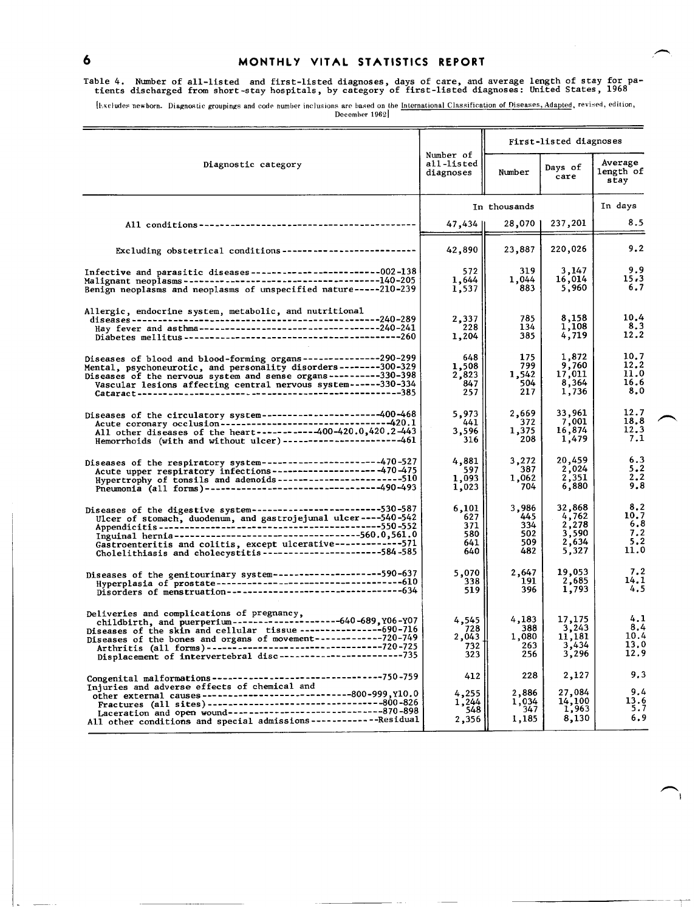Table 4. Number of all-listed and first-listed diagnoses, days of care, and average length of stay for patients discharged from short-stay hospitals, by category of first-listed diagnoses: United States, 1968

[Excludes newborn. Diagnostic groupings and code number inclusions are based on the International Classification of Diseases, Adapted, revised, edition, December 1962]

| Diagnostic category | Number of all-listed diagnoses | First-listed diagnoses | | |
|---|---|---|---|---|
| | | Number | Days of care | Average length of stay |
| | In thousands | | | In days |
| All conditions | 47,434 | 28,070 | 237,201 | 8.5 |
| Excluding obstetrical conditions | 42,890 | 23,887 | 220,026 | 9.2 |
| Infective and parasitic diseases-----002-138 | 572 | 319 | 3,147 | 9.9 |
| Malignant neoplasms-----140-205 | 1,644 | 1,044 | 16,014 | 15.3 |
| Benign neoplasms and neoplasms of unspecified nature-----210-239 | 1,537 | 883 | 5,960 | 6.7 |
| Allergic, endocrine system, metabolic, and nutritional diseases-----240-289 | 2,337 | 785 | 8,158 | 10.4 |
| Hay fever and asthma-----240-241 | 228 | 134 | 1,108 | 8.3 |
| Diabetes mellitus-----260 | 1,204 | 385 | 4,719 | 12.2 |
| Diseases of blood and blood-forming organs-----290-299 | 648 | 175 | 1,872 | 10.7 |
| Mental, psychoneurotic, and personality disorders-----300-329 | 1,508 | 799 | 9,760 | 12.2 |
| Diseases of the nervous system and sense organs-----330-398 | 2,823 | 1,542 | 17,011 | 11.0 |
| Vascular lesions affecting central nervous system-----330-334 | 847 | 504 | 8,364 | 16.6 |
| Cataract-----385 | 257 | 217 | 1,736 | 8.0 |
| Diseases of the circulatory system-----400-468 | 5,973 | 2,669 | 33,961 | 12.7 |
| Acute coronary occlusion-----420.1 | 441 | 372 | 7,001 | 18.8 |
| All other diseases of the heart-----400-420.0,420.2-443 | 3,596 | 1,375 | 16,874 | 12.3 |
| Hemorrhoids (with and without ulcer)-----461 | 316 | 208 | 1,479 | 7.1 |
| Diseases of the respiratory system-----470-527 | 4,881 | 3,272 | 20,459 | 6.3 |
| Acute upper respiratory infections-----470-475 | 597 | 387 | 2,024 | 5.2 |
| Hypertrophy of tonsils and adenoids-----510 | 1,093 | 1,062 | 2,351 | 2.2 |
| Pneumonia (all forms)-----490-493 | 1,023 | 704 | 6,880 | 9.8 |
| Diseases of the digestive system-----530-587 | 6,101 | 3,986 | 32,868 | 8.2 |
| Ulcer of stomach, duodenum, and gastrojejunal ulcer-----540-542 | 627 | 445 | 4,762 | 10.7 |
| Appendicitis-----550-552 | 371 | 334 | 2,278 | 6.8 |
| Inguinal hernia-----560.0,561.0 | 580 | 502 | 3,590 | 7.2 |
| Gastroenteritis and colitis, except ulcerative-----571 | 641 | 509 | 2,634 | 5.2 |
| Cholelithiasis and cholecystitis-----584-585 | 640 | 482 | 5,327 | 11.0 |
| Diseases of the genitourinary system-----590-637 | 5,070 | 2,647 | 19,053 | 7.2 |
| Hyperplasia of prostate-----610 | 338 | 191 | 2,685 | 14.1 |
| Disorders of menstruation-----634 | 519 | 396 | 1,793 | 4.5 |
| Deliveries and complications of pregnancy, childbirth, and puerperium-----640-689,Y06-Y07 | 4,545 | 4,183 | 17,175 | 4.1 |
| Diseases of the skin and cellular tissue-----690-716 | 728 | 388 | 3,243 | 8.4 |
| Diseases of the bones and organs of movement-----720-749 | 2,043 | 1,080 | 11,181 | 10.4 |
| Arthritis (all forms)-----720-725 | 732 | 263 | 3,434 | 13.0 |
| Displacement of intervertebral disc-----735 | 323 | 256 | 3,296 | 12.9 |
| Congenital malformations-----750-759 | 412 | 228 | 2,127 | 9.3 |
| Injuries and adverse effects of chemical and other external causes-----800-999,Y10.0 | 4,255 | 2,886 | 27,084 | 9.4 |
| Fractures (all sites)-----800-826 | 1,244 | 1,034 | 14,100 | 13.6 |
| Laceration and open wound-----870-898 | 548 | 347 | 1,963 | 5.7 |
| All other conditions and special admissions-----Residual | 2,356 | 1,185 | 8,130 | 6.9 |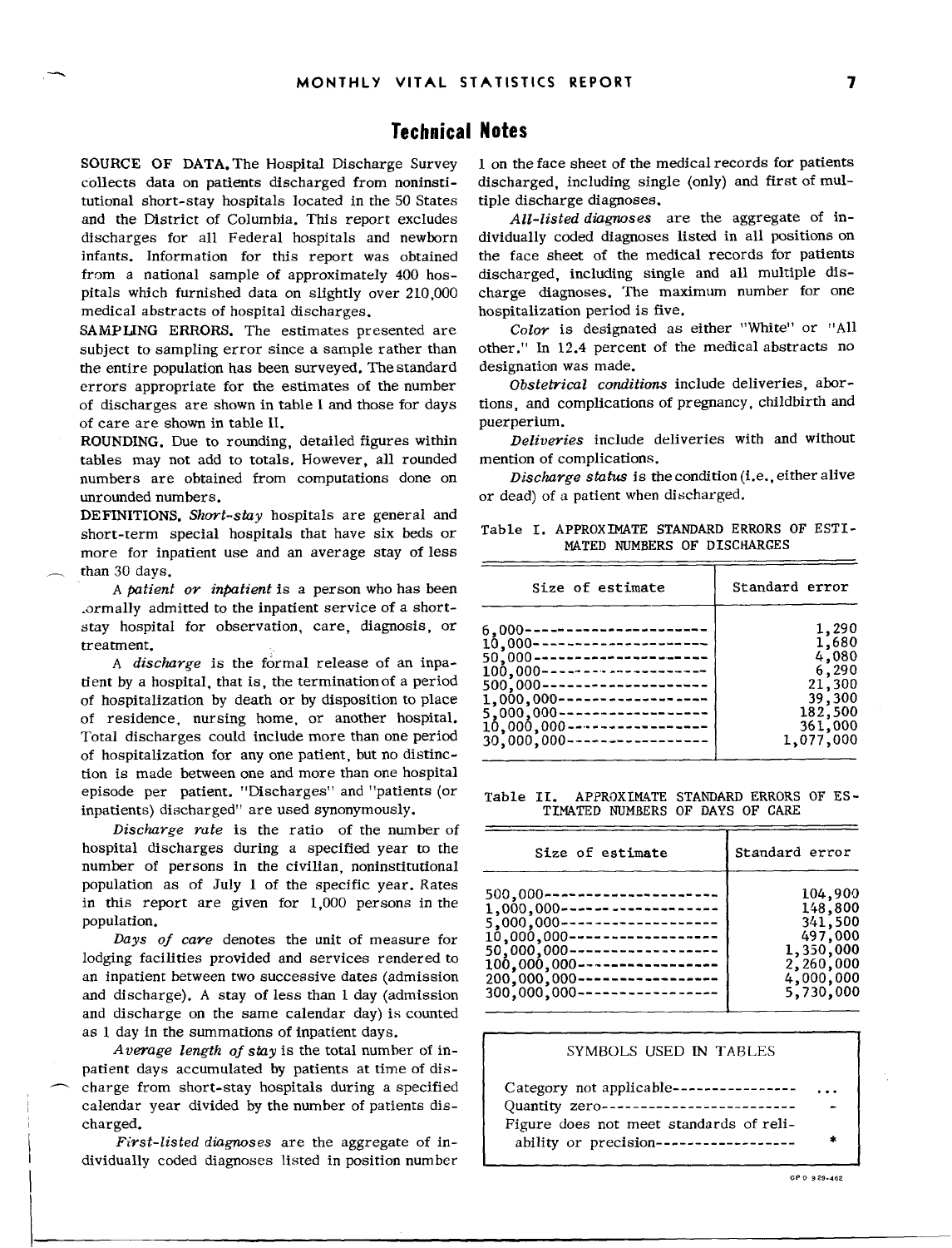## Technical Notes

**SOURCE OF DATA.** The Hospital Discharge Survey collects data on patients discharged from noninstitutional short-stay hospitals located in the 50 States and the District of Columbia. This report excludes discharges for all Federal hospitals and newborn infants. Information for this report was obtained from a national sample of approximately 400 hospitals which furnished data on slightly over 210,000 medical abstracts of hospital discharges.

**SAMPLING ERRORS.** The estimates presented are subject to sampling error since a sample rather than the entire population has been surveyed. The standard errors appropriate for the estimates of the number of discharges are shown in table I and those for days of care are shown in table II.

**ROUNDING.** Due to rounding, detailed figures within tables may not add to totals. However, all rounded numbers are obtained from computations done on unrounded numbers.

**DEFINITIONS.** *Short-stay* hospitals are general and short-term special hospitals that have six beds or more for inpatient use and an average stay of less than 30 days.

A *patient or inpatient* is a person who has been formally admitted to the inpatient service of a short-stay hospital for observation, care, diagnosis, or treatment.

A *discharge* is the formal release of an inpatient by a hospital, that is, the termination of a period of hospitalization by death or by disposition to place of residence, nursing home, or another hospital. Total discharges could include more than one period of hospitalization for any one patient, but no distinction is made between one and more than one hospital episode per patient. "Discharges" and "patients (or inpatients) discharged" are used synonymously.

*Discharge rate* is the ratio of the number of hospital discharges during a specified year to the number of persons in the civilian, noninstitutional population as of July 1 of the specific year. Rates in this report are given for 1,000 persons in the population.

*Days of care* denotes the unit of measure for lodging facilities provided and services rendered to an inpatient between two successive dates (admission and discharge). A stay of less than 1 day (admission and discharge on the same calendar day) is counted as 1 day in the summations of inpatient days.

*Average length of stay* is the total number of inpatient days accumulated by patients at time of discharge from short-stay hospitals during a specified calendar year divided by the number of patients discharged.

*First-listed diagnoses* are the aggregate of individually coded diagnoses listed in position number 1 on the face sheet of the medical records for patients discharged, including single (only) and first of multiple discharge diagnoses.

*All-listed diagnoses* are the aggregate of individually coded diagnoses listed in all positions on the face sheet of the medical records for patients discharged, including single and all multiple discharge diagnoses. The maximum number for one hospitalization period is five.

*Color* is designated as either "White" or "All other." In 12.4 percent of the medical abstracts no designation was made.

*Obstetrical conditions* include deliveries, abortions, and complications of pregnancy, childbirth and puerperium.

*Deliveries* include deliveries with and without mention of complications.

*Discharge status* is the condition (i.e., either alive or dead) of a patient when discharged.

Table I. APPROXIMATE STANDARD ERRORS OF ESTIMATED NUMBERS OF DISCHARGES

| Size of estimate | Standard error |
|---|---|
| 6,000 | 1,290 |
| 10,000 | 1,680 |
| 50,000 | 4,080 |
| 100,000 | 6,290 |
| 500,000 | 21,300 |
| 1,000,000 | 39,300 |
| 5,000,000 | 182,500 |
| 10,000,000 | 361,000 |
| 30,000,000 | 1,077,000 |

Table II. APPROXIMATE STANDARD ERRORS OF ESTIMATED NUMBERS OF DAYS OF CARE

| Size of estimate | Standard error |
|---|---|
| 500,000 | 104,900 |
| 1,000,000 | 148,800 |
| 5,000,000 | 341,500 |
| 10,000,000 | 497,000 |
| 50,000,000 | 1,350,000 |
| 100,000,000 | 2,260,000 |
| 200,000,000 | 4,000,000 |
| 300,000,000 | 5,730,000 |

SYMBOLS USED IN TABLES

| Symbol meaning | Symbol |
|---|---|
| Category not applicable | ... |
| Quantity zero | - |
| Figure does not meet standards of reliability or precision | * |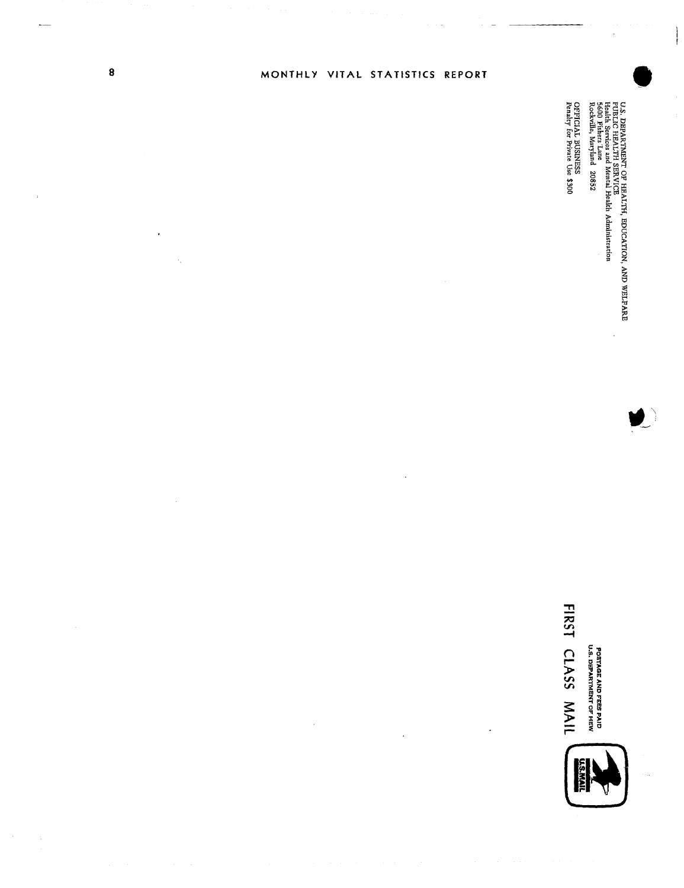U.S. DEPARTMENT OF HEALTH, EDUCATION, AND WELFARE
PUBLIC HEALTH SERVICE
Health Services and Mental Health Administration
5600 Fishers Lane
Rockville, Maryland 20852

OFFICIAL BUSINESS
Penalty for Private Use $300

POSTAGE AND FEES PAID
U.S. DEPARTMENT OF HEW

FIRST CLASS MAIL

U.S.MAIL